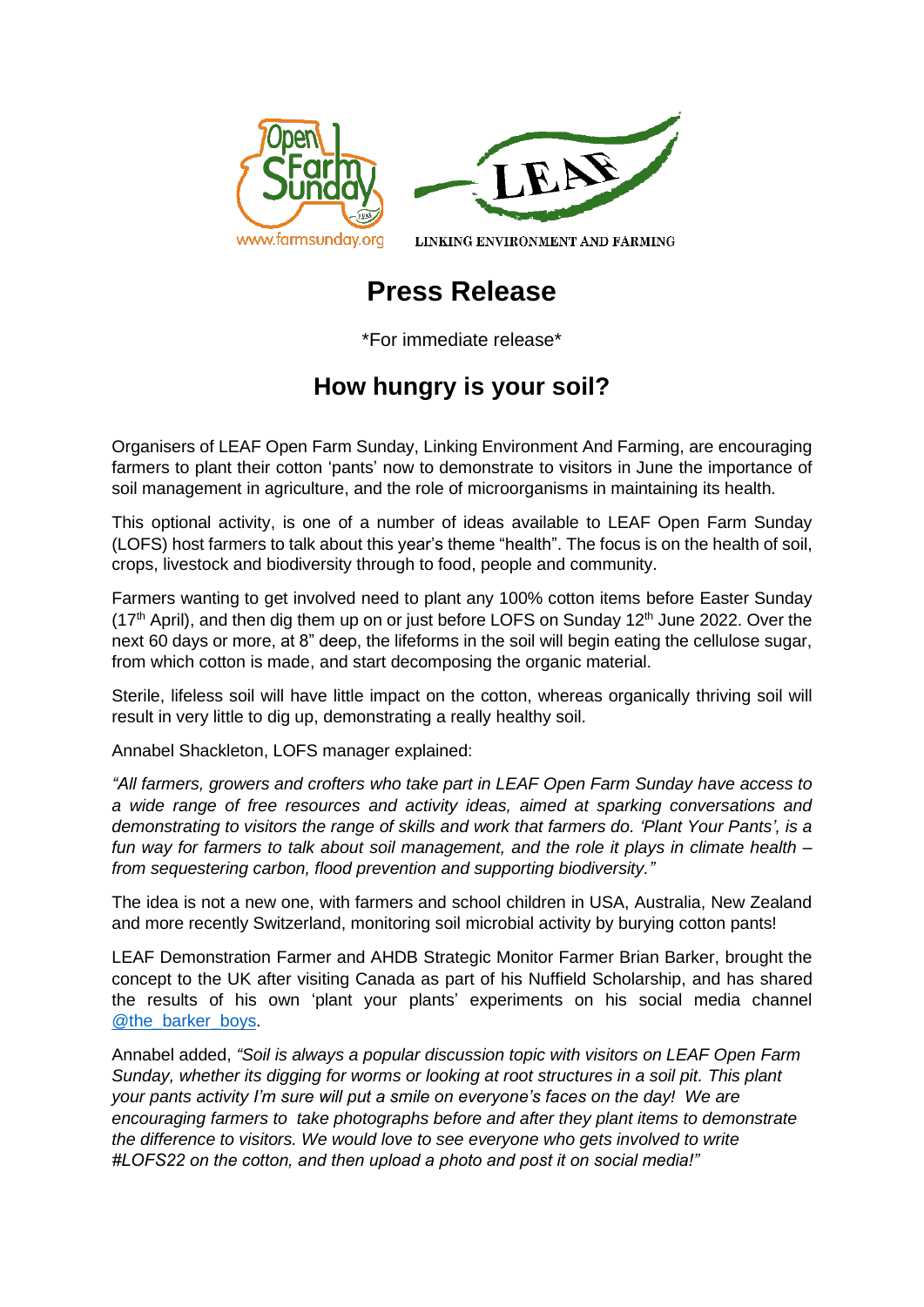www.farmsunday.org

LINKING ENVIRONMENT AND FARMING

# Press Release

*For immediate release*

## How hungry is your soil?

Organisers of LEAF Open Farm Sunday, Linking Environment And Farming, are encouraging farmers to plant their cotton 'pants' now to demonstrate to visitors in June the importance of soil management in agriculture, and the role of microorganisms in maintaining its health.

This optional activity, is one of a number of ideas available to LEAF Open Farm Sunday (LOFS) host farmers to talk about this year's theme "health". The focus is on the health of soil, crops, livestock and biodiversity through to food, people and community.

Farmers wanting to get involved need to plant any 100% cotton items before Easter Sunday (17th April), and then dig them up on or just before LOFS on Sunday 12th June 2022. Over the next 60 days or more, at 8" deep, the lifeforms in the soil will begin eating the cellulose sugar, from which cotton is made, and start decomposing the organic material.

Sterile, lifeless soil will have little impact on the cotton, whereas organically thriving soil will result in very little to dig up, demonstrating a really healthy soil.

Annabel Shackleton, LOFS manager explained:

*"All farmers, growers and crofters who take part in LEAF Open Farm Sunday have access to a wide range of free resources and activity ideas, aimed at sparking conversations and demonstrating to visitors the range of skills and work that farmers do. 'Plant Your Pants', is a fun way for farmers to talk about soil management, and the role it plays in climate health – from sequestering carbon, flood prevention and supporting biodiversity."*

The idea is not a new one, with farmers and school children in USA, Australia, New Zealand and more recently Switzerland, monitoring soil microbial activity by burying cotton pants!

LEAF Demonstration Farmer and AHDB Strategic Monitor Farmer Brian Barker, brought the concept to the UK after visiting Canada as part of his Nuffield Scholarship, and has shared the results of his own 'plant your plants' experiments on his social media channel @the_barker_boys.

Annabel added, *"Soil is always a popular discussion topic with visitors on LEAF Open Farm Sunday, whether its digging for worms or looking at root structures in a soil pit. This plant your pants activity I'm sure will put a smile on everyone's faces on the day! We are encouraging farmers to take photographs before and after they plant items to demonstrate the difference to visitors. We would love to see everyone who gets involved to write #LOFS22 on the cotton, and then upload a photo and post it on social media!"*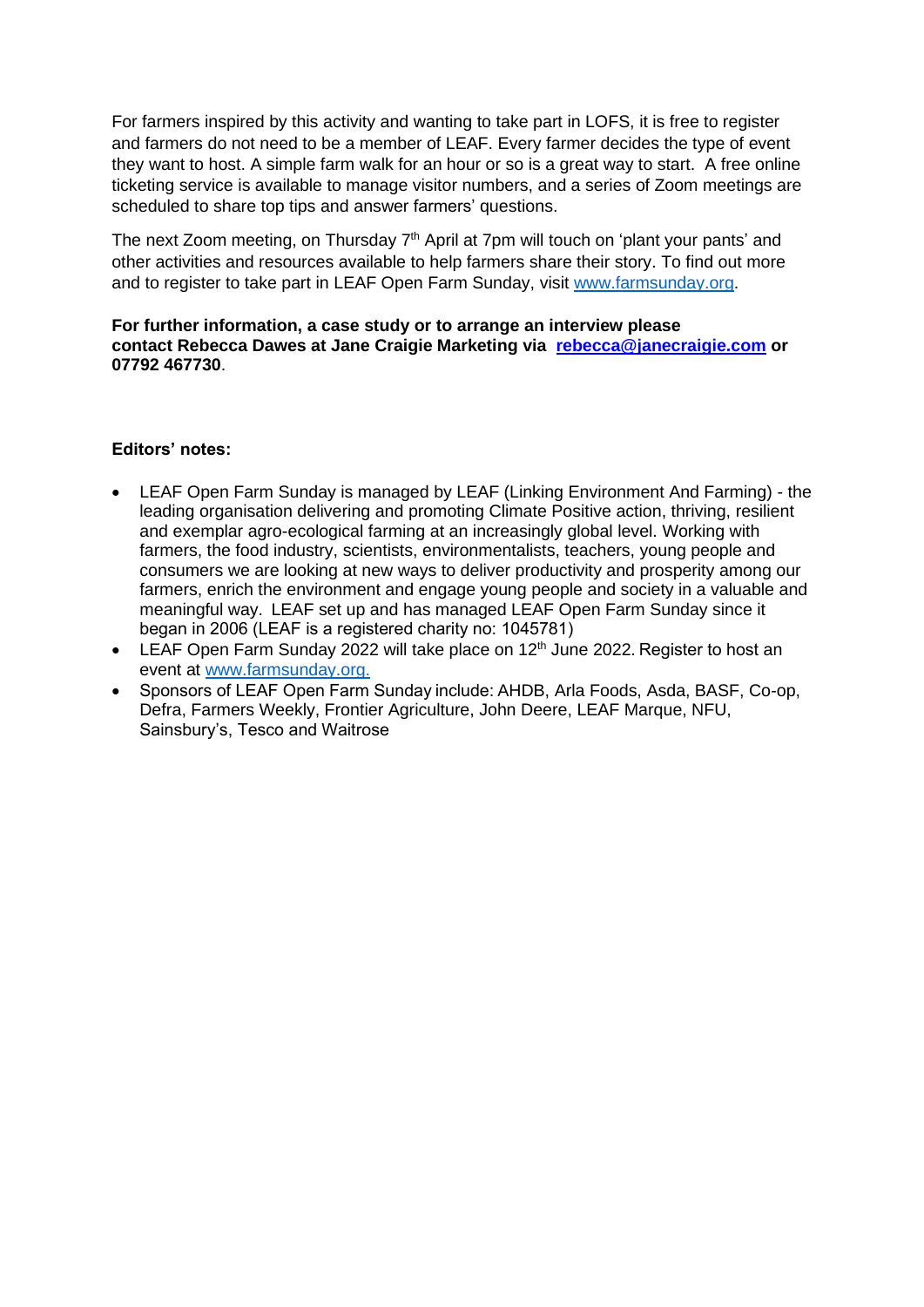For farmers inspired by this activity and wanting to take part in LOFS, it is free to register and farmers do not need to be a member of LEAF. Every farmer decides the type of event they want to host. A simple farm walk for an hour or so is a great way to start. A free online ticketing service is available to manage visitor numbers, and a series of Zoom meetings are scheduled to share top tips and answer farmers' questions.

The next Zoom meeting, on Thursday 7th April at 7pm will touch on 'plant your pants' and other activities and resources available to help farmers share their story. To find out more and to register to take part in LEAF Open Farm Sunday, visit www.farmsunday.org.

**For further information, a case study or to arrange an interview please contact Rebecca Dawes at Jane Craigie Marketing via rebecca@janecraigie.com or 07792 467730**.

**Editors' notes:**

- LEAF Open Farm Sunday is managed by LEAF (Linking Environment And Farming) - the leading organisation delivering and promoting Climate Positive action, thriving, resilient and exemplar agro-ecological farming at an increasingly global level. Working with farmers, the food industry, scientists, environmentalists, teachers, young people and consumers we are looking at new ways to deliver productivity and prosperity among our farmers, enrich the environment and engage young people and society in a valuable and meaningful way. LEAF set up and has managed LEAF Open Farm Sunday since it began in 2006 (LEAF is a registered charity no: 1045781)
- LEAF Open Farm Sunday 2022 will take place on 12th June 2022. Register to host an event at www.farmsunday.org.
- Sponsors of LEAF Open Farm Sunday include: AHDB, Arla Foods, Asda, BASF, Co-op, Defra, Farmers Weekly, Frontier Agriculture, John Deere, LEAF Marque, NFU, Sainsbury's, Tesco and Waitrose